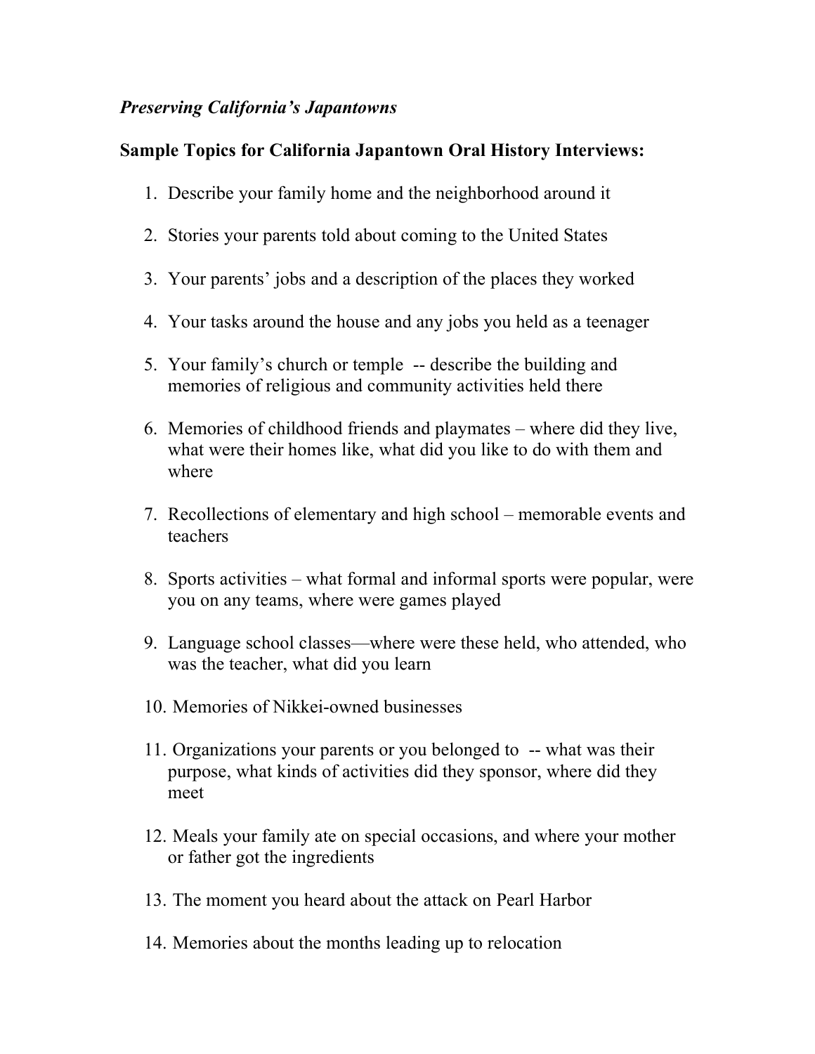*Preserving California's Japantowns*

**Sample Topics for California Japantown Oral History Interviews:**

1. Describe your family home and the neighborhood around it
2. Stories your parents told about coming to the United States
3. Your parents' jobs and a description of the places they worked
4. Your tasks around the house and any jobs you held as a teenager
5. Your family's church or temple -- describe the building and memories of religious and community activities held there
6. Memories of childhood friends and playmates – where did they live, what were their homes like, what did you like to do with them and where
7. Recollections of elementary and high school – memorable events and teachers
8. Sports activities – what formal and informal sports were popular, were you on any teams, where were games played
9. Language school classes—where were these held, who attended, who was the teacher, what did you learn
10. Memories of Nikkei-owned businesses
11. Organizations your parents or you belonged to -- what was their purpose, what kinds of activities did they sponsor, where did they meet
12. Meals your family ate on special occasions, and where your mother or father got the ingredients
13. The moment you heard about the attack on Pearl Harbor
14. Memories about the months leading up to relocation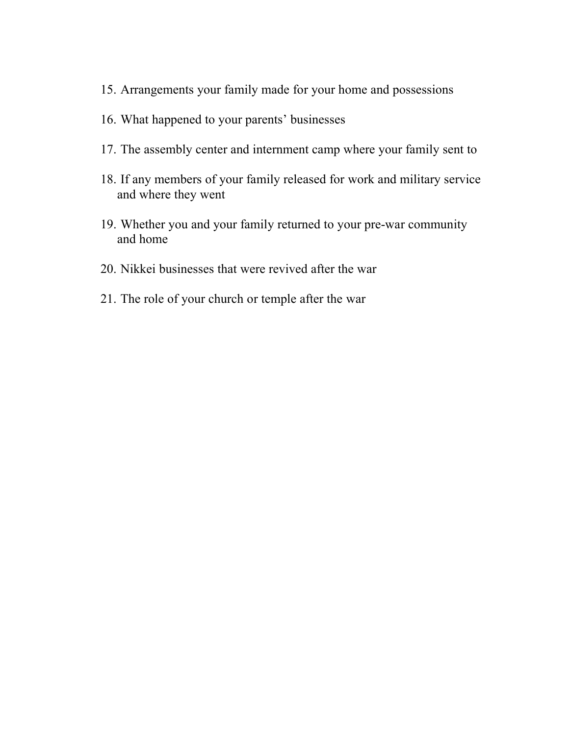15. Arrangements your family made for your home and possessions

16. What happened to your parents' businesses

17. The assembly center and internment camp where your family sent to

18. If any members of your family released for work and military service and where they went

19. Whether you and your family returned to your pre-war community and home

20. Nikkei businesses that were revived after the war

21. The role of your church or temple after the war